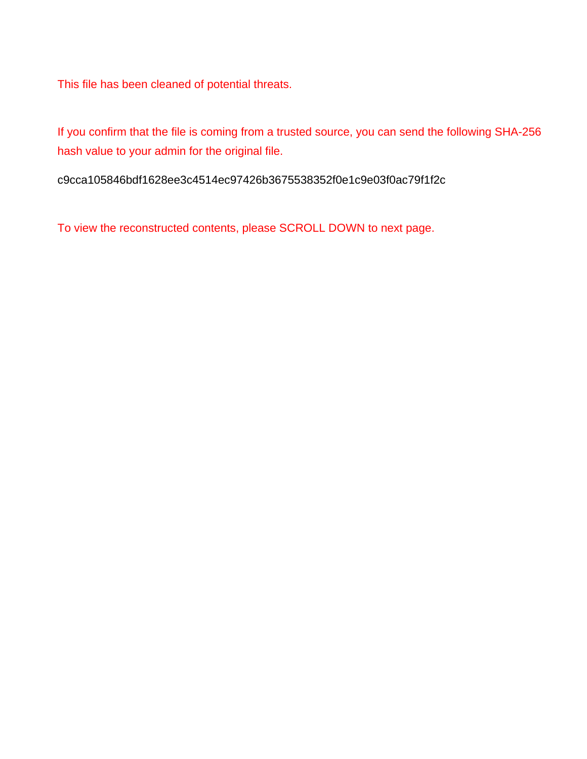This file has been cleaned of potential threats.

If you confirm that the file is coming from a trusted source, you can send the following SHA-256 hash value to your admin for the original file.

c9cca105846bdf1628ee3c4514ec97426b3675538352f0e1c9e03f0ac79f1f2c

To view the reconstructed contents, please SCROLL DOWN to next page.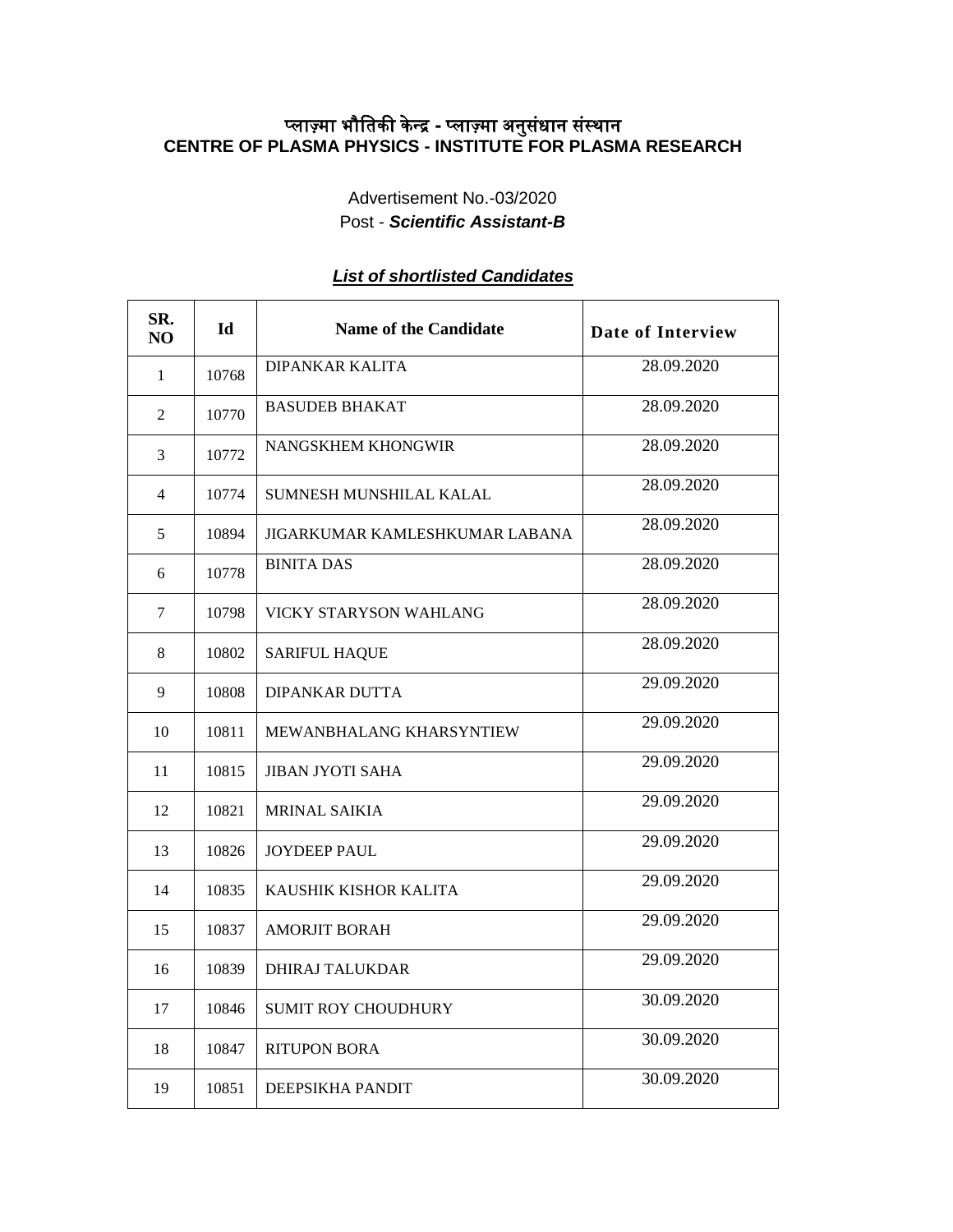# प्लाज़्मा भौतिकी केन्द्र - प्लाज़्मा अनुसंधान संस्थान
# CENTRE OF PLASMA PHYSICS - INSTITUTE FOR PLASMA RESEARCH

Advertisement No.-03/2020

Post - ***Scientific Assistant-B***

***List of shortlisted Candidates***

| SR. NO | Id | Name of the Candidate | Date of Interview |
|---|---|---|---|
| 1 | 10768 | DIPANKAR KALITA | 28.09.2020 |
| 2 | 10770 | BASUDEB BHAKAT | 28.09.2020 |
| 3 | 10772 | NANGSKHEM KHONGWIR | 28.09.2020 |
| 4 | 10774 | SUMNESH MUNSHILAL KALAL | 28.09.2020 |
| 5 | 10894 | JIGARKUMAR KAMLESHKUMAR LABANA | 28.09.2020 |
| 6 | 10778 | BINITA DAS | 28.09.2020 |
| 7 | 10798 | VICKY STARYSON WAHLANG | 28.09.2020 |
| 8 | 10802 | SARIFUL HAQUE | 28.09.2020 |
| 9 | 10808 | DIPANKAR DUTTA | 29.09.2020 |
| 10 | 10811 | MEWANBHALANG KHARSYNTIEW | 29.09.2020 |
| 11 | 10815 | JIBAN JYOTI SAHA | 29.09.2020 |
| 12 | 10821 | MRINAL SAIKIA | 29.09.2020 |
| 13 | 10826 | JOYDEEP PAUL | 29.09.2020 |
| 14 | 10835 | KAUSHIK KISHOR KALITA | 29.09.2020 |
| 15 | 10837 | AMORJIT BORAH | 29.09.2020 |
| 16 | 10839 | DHIRAJ TALUKDAR | 29.09.2020 |
| 17 | 10846 | SUMIT ROY CHOUDHURY | 30.09.2020 |
| 18 | 10847 | RITUPON BORA | 30.09.2020 |
| 19 | 10851 | DEEPSIKHA PANDIT | 30.09.2020 |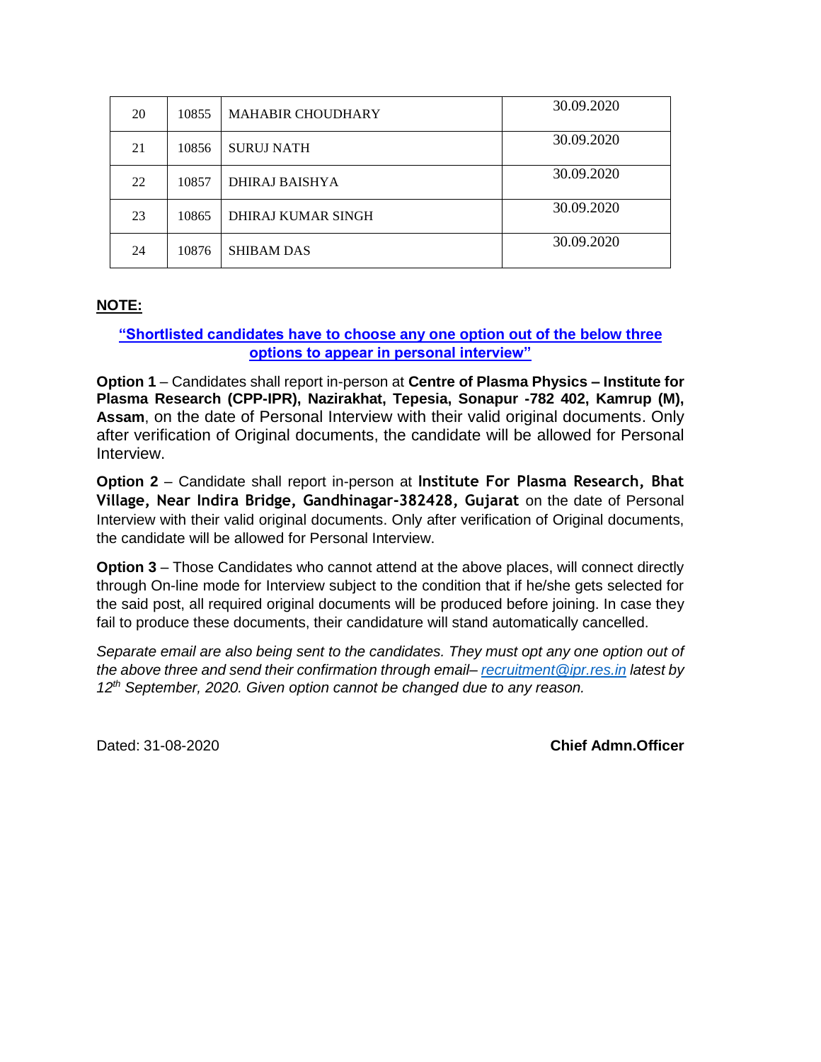| | | | |
|---|---|---|---|
| 20 | 10855 | MAHABIR CHOUDHARY | 30.09.2020 |
| 21 | 10856 | SURUJ NATH | 30.09.2020 |
| 22 | 10857 | DHIRAJ BAISHYA | 30.09.2020 |
| 23 | 10865 | DHIRAJ KUMAR SINGH | 30.09.2020 |
| 24 | 10876 | SHIBAM DAS | 30.09.2020 |

**NOTE:**

**"Shortlisted candidates have to choose any one option out of the below three options to appear in personal interview"**

**Option 1** – Candidates shall report in-person at **Centre of Plasma Physics – Institute for Plasma Research (CPP-IPR), Nazirakhat, Tepesia, Sonapur -782 402, Kamrup (M), Assam**, on the date of Personal Interview with their valid original documents. Only after verification of Original documents, the candidate will be allowed for Personal Interview.

**Option 2** – Candidate shall report in-person at **Institute For Plasma Research, Bhat Village, Near Indira Bridge, Gandhinagar-382428, Gujarat** on the date of Personal Interview with their valid original documents. Only after verification of Original documents, the candidate will be allowed for Personal Interview.

**Option 3** – Those Candidates who cannot attend at the above places, will connect directly through On-line mode for Interview subject to the condition that if he/she gets selected for the said post, all required original documents will be produced before joining. In case they fail to produce these documents, their candidature will stand automatically cancelled.

*Separate email are also being sent to the candidates. They must opt any one option out of the above three and send their confirmation through email– recruitment@ipr.res.in latest by 12th September, 2020. Given option cannot be changed due to any reason.*

Dated: 31-08-2020

**Chief Admn.Officer**